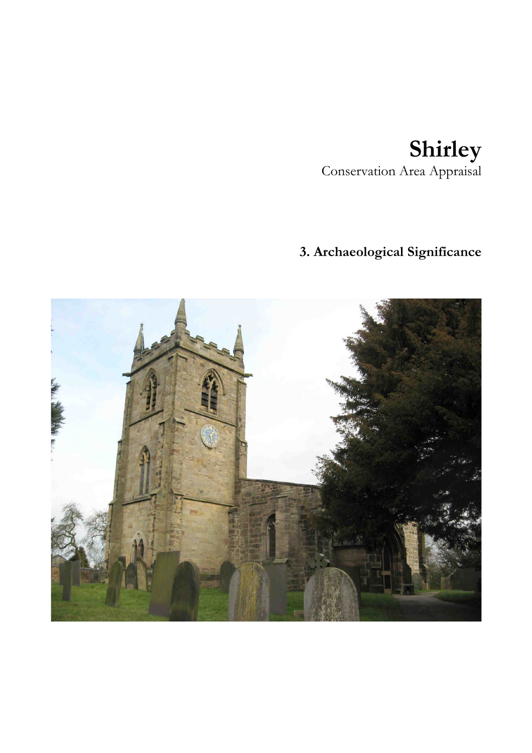# Shirley

Conservation Area Appraisal

## 3. Archaeological Significance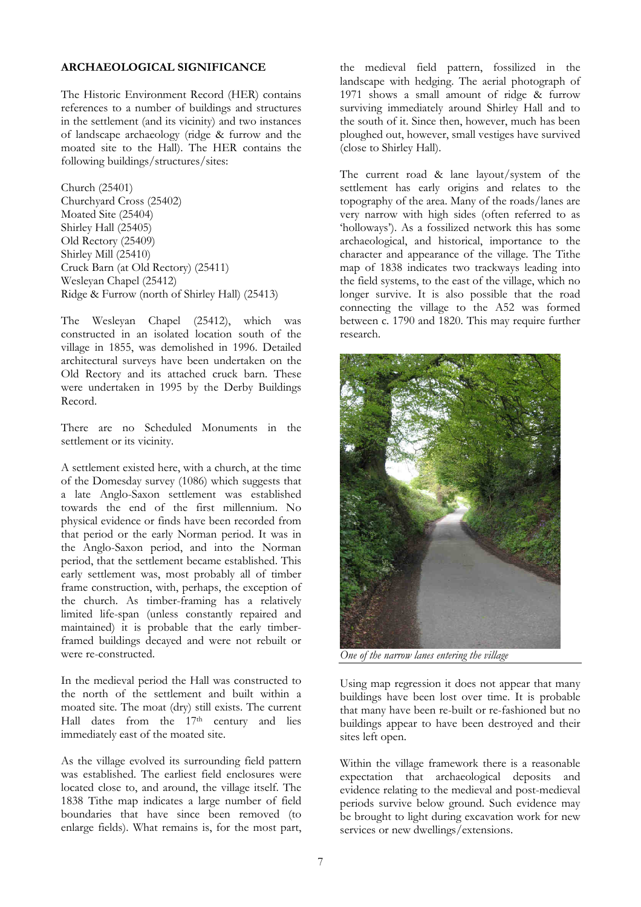## ARCHAEOLOGICAL SIGNIFICANCE

The Historic Environment Record (HER) contains references to a number of buildings and structures in the settlement (and its vicinity) and two instances of landscape archaeology (ridge & furrow and the moated site to the Hall). The HER contains the following buildings/structures/sites:

Church (25401)
Churchyard Cross (25402)
Moated Site (25404)
Shirley Hall (25405)
Old Rectory (25409)
Shirley Mill (25410)
Cruck Barn (at Old Rectory) (25411)
Wesleyan Chapel (25412)
Ridge & Furrow (north of Shirley Hall) (25413)

The Wesleyan Chapel (25412), which was constructed in an isolated location south of the village in 1855, was demolished in 1996. Detailed architectural surveys have been undertaken on the Old Rectory and its attached cruck barn. These were undertaken in 1995 by the Derby Buildings Record.

There are no Scheduled Monuments in the settlement or its vicinity.

A settlement existed here, with a church, at the time of the Domesday survey (1086) which suggests that a late Anglo-Saxon settlement was established towards the end of the first millennium. No physical evidence or finds have been recorded from that period or the early Norman period. It was in the Anglo-Saxon period, and into the Norman period, that the settlement became established. This early settlement was, most probably all of timber frame construction, with, perhaps, the exception of the church. As timber-framing has a relatively limited life-span (unless constantly repaired and maintained) it is probable that the early timber-framed buildings decayed and were not rebuilt or were re-constructed.

In the medieval period the Hall was constructed to the north of the settlement and built within a moated site. The moat (dry) still exists. The current Hall dates from the 17th century and lies immediately east of the moated site.

As the village evolved its surrounding field pattern was established. The earliest field enclosures were located close to, and around, the village itself. The 1838 Tithe map indicates a large number of field boundaries that have since been removed (to enlarge fields). What remains is, for the most part, the medieval field pattern, fossilized in the landscape with hedging. The aerial photograph of 1971 shows a small amount of ridge & furrow surviving immediately around Shirley Hall and to the south of it. Since then, however, much has been ploughed out, however, small vestiges have survived (close to Shirley Hall).

The current road & lane layout/system of the settlement has early origins and relates to the topography of the area. Many of the roads/lanes are very narrow with high sides (often referred to as 'holloways'). As a fossilized network this has some archaeological, and historical, importance to the character and appearance of the village. The Tithe map of 1838 indicates two trackways leading into the field systems, to the east of the village, which no longer survive. It is also possible that the road connecting the village to the A52 was formed between c. 1790 and 1820. This may require further research.

*One of the narrow lanes entering the village*

Using map regression it does not appear that many buildings have been lost over time. It is probable that many have been re-built or re-fashioned but no buildings appear to have been destroyed and their sites left open.

Within the village framework there is a reasonable expectation that archaeological deposits and evidence relating to the medieval and post-medieval periods survive below ground. Such evidence may be brought to light during excavation work for new services or new dwellings/extensions.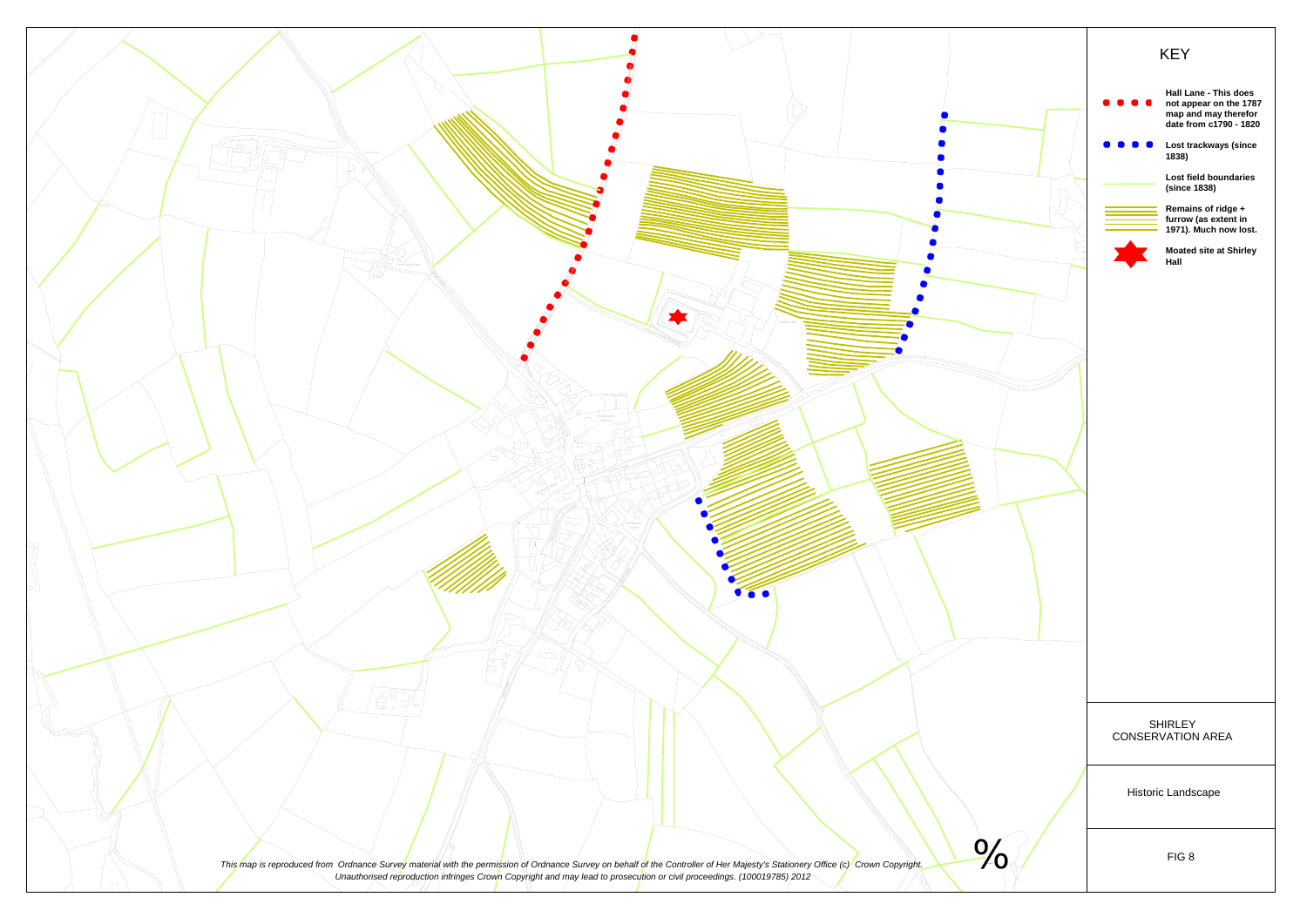KEY

Hall Lane - This does not appear on the 1787 map and may therefor date from c1790 - 1820

Lost trackways (since 1838)

Lost field boundaries (since 1838)

Remains of ridge + furrow (as extent in 1971). Much now lost.

Moated site at Shirley Hall

SHIRLEY CONSERVATION AREA

Historic Landscape

FIG 8

*This map is reproduced from Ordnance Survey material with the permission of Ordnance Survey on behalf of the Controller of Her Majesty's Stationery Office (c) Crown Copyright. Unauthorised reproduction infringes Crown Copyright and may lead to prosecution or civil proceedings. (100019785) 2012*